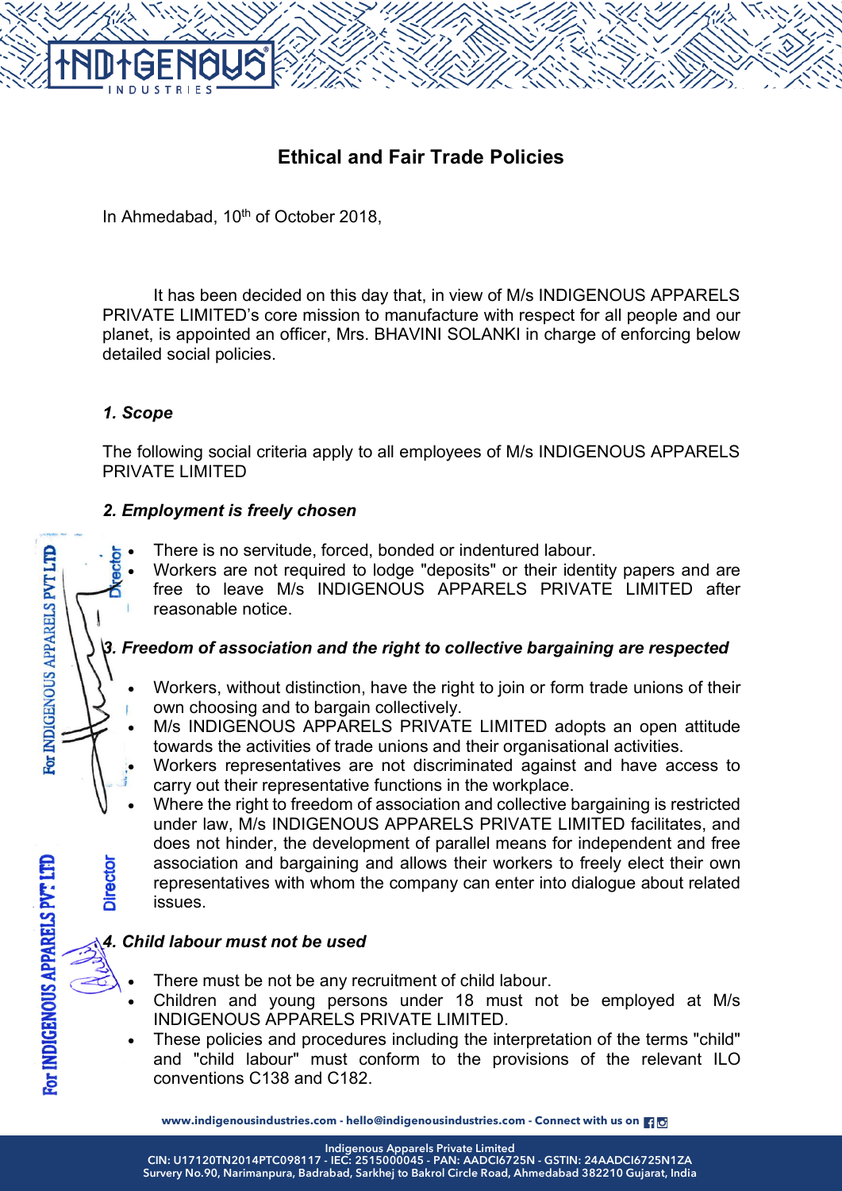## Ethical and Fair Trade Policies

In Ahmedabad, 10th of October 2018,

It has been decided on this day that, in view of M/s INDIGENOUS APPARELS PRIVATE LIMITED's core mission to manufacture with respect for all people and our planet, is appointed an officer, Mrs. BHAVINI SOLANKI in charge of enforcing below detailed social policies.

### *1. Scope*

The following social criteria apply to all employees of M/s INDIGENOUS APPARELS PRIVATE LIMITED

### *2. Employment is freely chosen*

- There is no servitude, forced, bonded or indentured labour.
- Workers are not required to lodge "deposits" or their identity papers and are free to leave M/s INDIGENOUS APPARELS PRIVATE LIMITED after reasonable notice.

### *3. Freedom of association and the right to collective bargaining are respected*

- Workers, without distinction, have the right to join or form trade unions of their own choosing and to bargain collectively.
- M/s INDIGENOUS APPARELS PRIVATE LIMITED adopts an open attitude towards the activities of trade unions and their organisational activities.
- Workers representatives are not discriminated against and have access to carry out their representative functions in the workplace.
- Where the right to freedom of association and collective bargaining is restricted under law, M/s INDIGENOUS APPARELS PRIVATE LIMITED facilitates, and does not hinder, the development of parallel means for independent and free association and bargaining and allows their workers to freely elect their own representatives with whom the company can enter into dialogue about related issues.

### *4. Child labour must not be used*

- There must be not be any recruitment of child labour.
- Children and young persons under 18 must not be employed at M/s INDIGENOUS APPARELS PRIVATE LIMITED.
- These policies and procedures including the interpretation of the terms "child" and "child labour" must conform to the provisions of the relevant ILO conventions C138 and C182.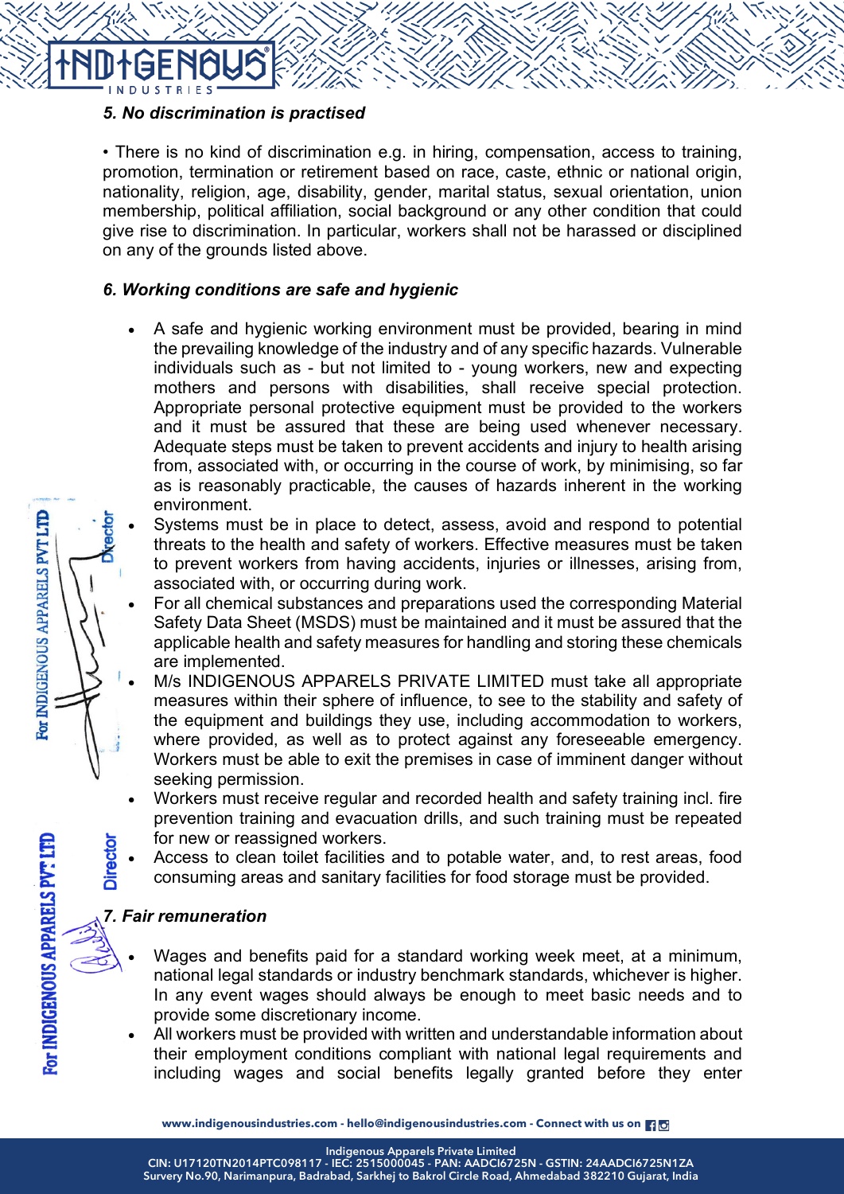### *5. No discrimination is practised*

• There is no kind of discrimination e.g. in hiring, compensation, access to training, promotion, termination or retirement based on race, caste, ethnic or national origin, nationality, religion, age, disability, gender, marital status, sexual orientation, union membership, political affiliation, social background or any other condition that could give rise to discrimination. In particular, workers shall not be harassed or disciplined on any of the grounds listed above.

### *6. Working conditions are safe and hygienic*

- A safe and hygienic working environment must be provided, bearing in mind the prevailing knowledge of the industry and of any specific hazards. Vulnerable individuals such as - but not limited to - young workers, new and expecting mothers and persons with disabilities, shall receive special protection. Appropriate personal protective equipment must be provided to the workers and it must be assured that these are being used whenever necessary. Adequate steps must be taken to prevent accidents and injury to health arising from, associated with, or occurring in the course of work, by minimising, so far as is reasonably practicable, the causes of hazards inherent in the working environment.
- Systems must be in place to detect, assess, avoid and respond to potential threats to the health and safety of workers. Effective measures must be taken to prevent workers from having accidents, injuries or illnesses, arising from, associated with, or occurring during work.
- For all chemical substances and preparations used the corresponding Material Safety Data Sheet (MSDS) must be maintained and it must be assured that the applicable health and safety measures for handling and storing these chemicals are implemented.
- M/s INDIGENOUS APPARELS PRIVATE LIMITED must take all appropriate measures within their sphere of influence, to see to the stability and safety of the equipment and buildings they use, including accommodation to workers, where provided, as well as to protect against any foreseeable emergency. Workers must be able to exit the premises in case of imminent danger without seeking permission.
- Workers must receive regular and recorded health and safety training incl. fire prevention training and evacuation drills, and such training must be repeated for new or reassigned workers.
- Access to clean toilet facilities and to potable water, and, to rest areas, food consuming areas and sanitary facilities for food storage must be provided.

### *7. Fair remuneration*

- Wages and benefits paid for a standard working week meet, at a minimum, national legal standards or industry benchmark standards, whichever is higher. In any event wages should always be enough to meet basic needs and to provide some discretionary income.
- All workers must be provided with written and understandable information about their employment conditions compliant with national legal requirements and including wages and social benefits legally granted before they enter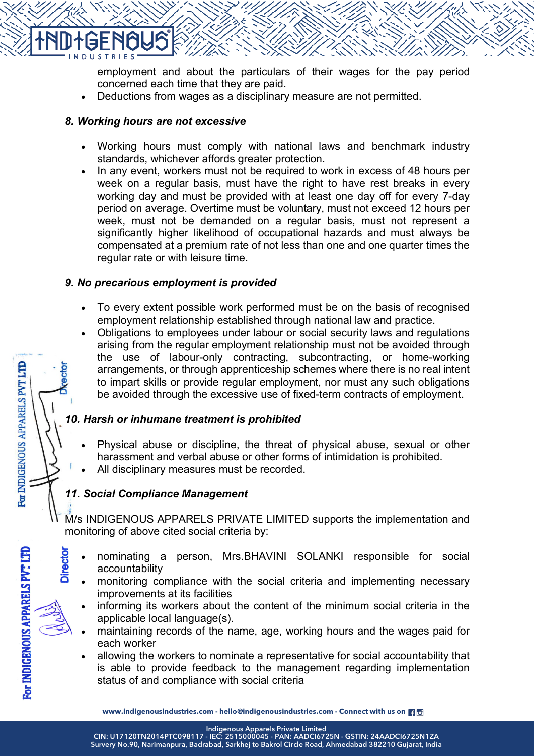employment and about the particulars of their wages for the pay period concerned each time that they are paid.
- Deductions from wages as a disciplinary measure are not permitted.

### *8. Working hours are not excessive*

- Working hours must comply with national laws and benchmark industry standards, whichever affords greater protection.
- In any event, workers must not be required to work in excess of 48 hours per week on a regular basis, must have the right to have rest breaks in every working day and must be provided with at least one day off for every 7-day period on average. Overtime must be voluntary, must not exceed 12 hours per week, must not be demanded on a regular basis, must not represent a significantly higher likelihood of occupational hazards and must always be compensated at a premium rate of not less than one and one quarter times the regular rate or with leisure time.

### *9. No precarious employment is provided*

- To every extent possible work performed must be on the basis of recognised employment relationship established through national law and practice.
- Obligations to employees under labour or social security laws and regulations arising from the regular employment relationship must not be avoided through the use of labour-only contracting, subcontracting, or home-working arrangements, or through apprenticeship schemes where there is no real intent to impart skills or provide regular employment, nor must any such obligations be avoided through the excessive use of fixed-term contracts of employment.

### *10. Harsh or inhumane treatment is prohibited*

- Physical abuse or discipline, the threat of physical abuse, sexual or other harassment and verbal abuse or other forms of intimidation is prohibited.
- All disciplinary measures must be recorded.

### *11. Social Compliance Management*

M/s INDIGENOUS APPARELS PRIVATE LIMITED supports the implementation and monitoring of above cited social criteria by:

- nominating a person, Mrs.BHAVINI SOLANKI responsible for social accountability
- monitoring compliance with the social criteria and implementing necessary improvements at its facilities
- informing its workers about the content of the minimum social criteria in the applicable local language(s).
- maintaining records of the name, age, working hours and the wages paid for each worker
- allowing the workers to nominate a representative for social accountability that is able to provide feedback to the management regarding implementation status of and compliance with social criteria

For INDIGENOUS APPARELS PVT LTD
Director

For INDIGENOUS APPARELS PVT. LTD
Director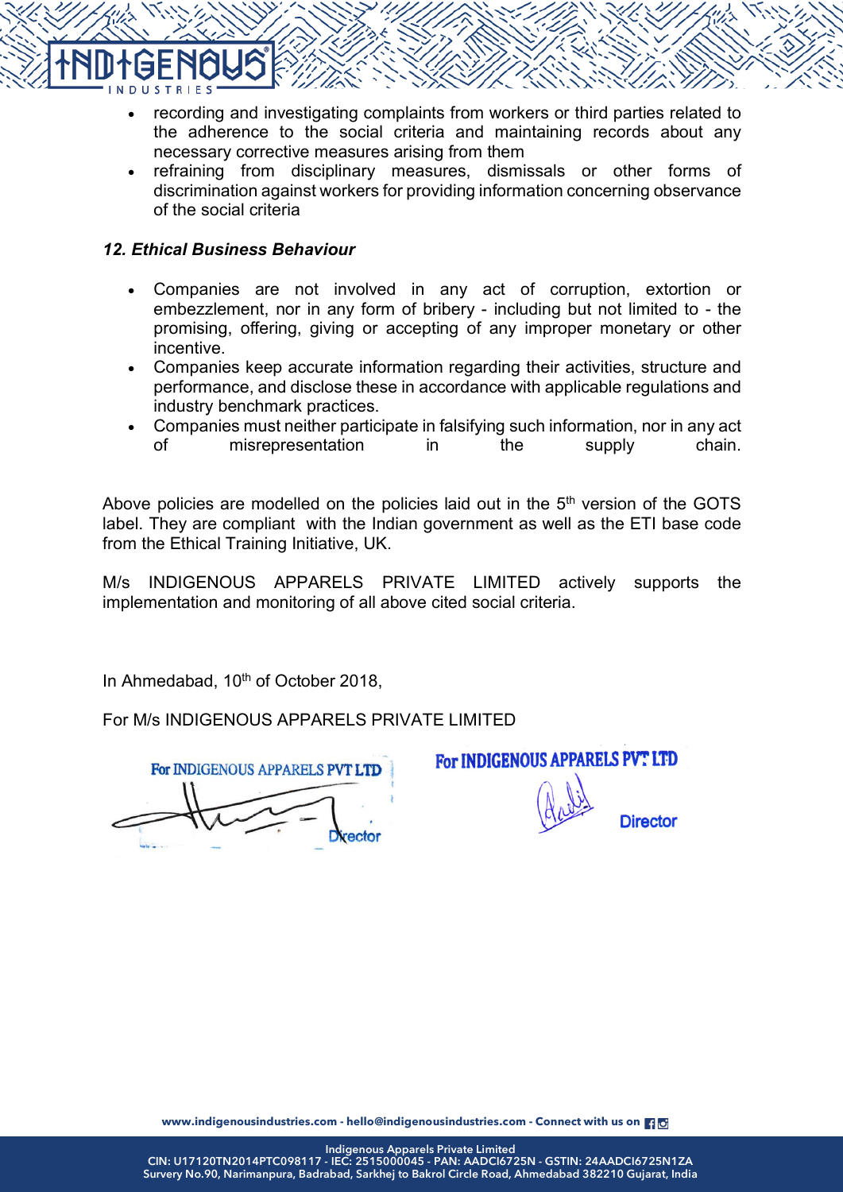- recording and investigating complaints from workers or third parties related to the adherence to the social criteria and maintaining records about any necessary corrective measures arising from them
- refraining from disciplinary measures, dismissals or other forms of discrimination against workers for providing information concerning observance of the social criteria

### *12. Ethical Business Behaviour*

- Companies are not involved in any act of corruption, extortion or embezzlement, nor in any form of bribery - including but not limited to - the promising, offering, giving or accepting of any improper monetary or other incentive.
- Companies keep accurate information regarding their activities, structure and performance, and disclose these in accordance with applicable regulations and industry benchmark practices.
- Companies must neither participate in falsifying such information, nor in any act of misrepresentation in the supply chain.

Above policies are modelled on the policies laid out in the 5th version of the GOTS label. They are compliant with the Indian government as well as the ETI base code from the Ethical Training Initiative, UK.

M/s INDIGENOUS APPARELS PRIVATE LIMITED actively supports the implementation and monitoring of all above cited social criteria.

In Ahmedabad, 10th of October 2018,

For M/s INDIGENOUS APPARELS PRIVATE LIMITED

For INDIGENOUS APPARELS PVT LTD
Director

For INDIGENOUS APPARELS PVT LTD
Director

www.indigenousindustries.com - hello@indigenousindustries.com - Connect with us on

Indigenous Apparels Private Limited
CIN: U17120TN2014PTC098117 - IEC: 2515000045 - PAN: AADCI6725N - GSTIN: 24AADCI6725N1ZA
Survery No.90, Narimanpura, Badrabad, Sarkhej to Bakrol Circle Road, Ahmedabad 382210 Gujarat, India